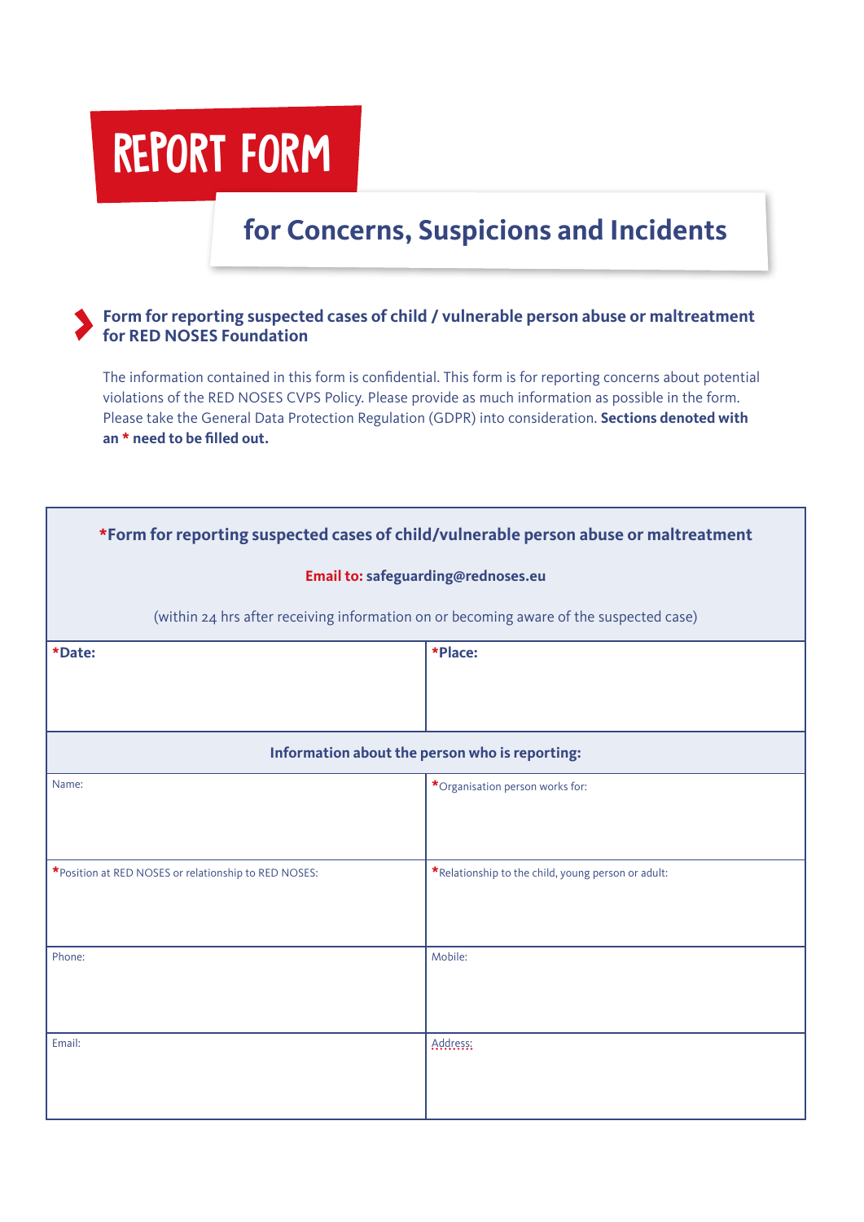# REPORT FORM

## for Concerns, Suspicions and Incidents

### Form for reporting suspected cases of child / vulnerable person abuse or maltreatment for RED NOSES Foundation

The information contained in this form is confidential. This form is for reporting concerns about potential violations of the RED NOSES CVPS Policy. Please provide as much information as possible in the form. Please take the General Data Protection Regulation (GDPR) into consideration. **Sections denoted with an * need to be filled out.**

| **\*Form for reporting suspected cases of child/vulnerable person abuse or maltreatment**<br><br>**Email to: safeguarding@rednoses.eu**<br><br>(within 24 hrs after receiving information on or becoming aware of the suspected case) | |
|---|---|
| **\*Date:** | **\*Place:** |
| **Information about the person who is reporting:** | |
| Name: | \*Organisation person works for: |
| \*Position at RED NOSES or relationship to RED NOSES: | \*Relationship to the child, young person or adult: |
| Phone: | Mobile: |
| Email: | Address: |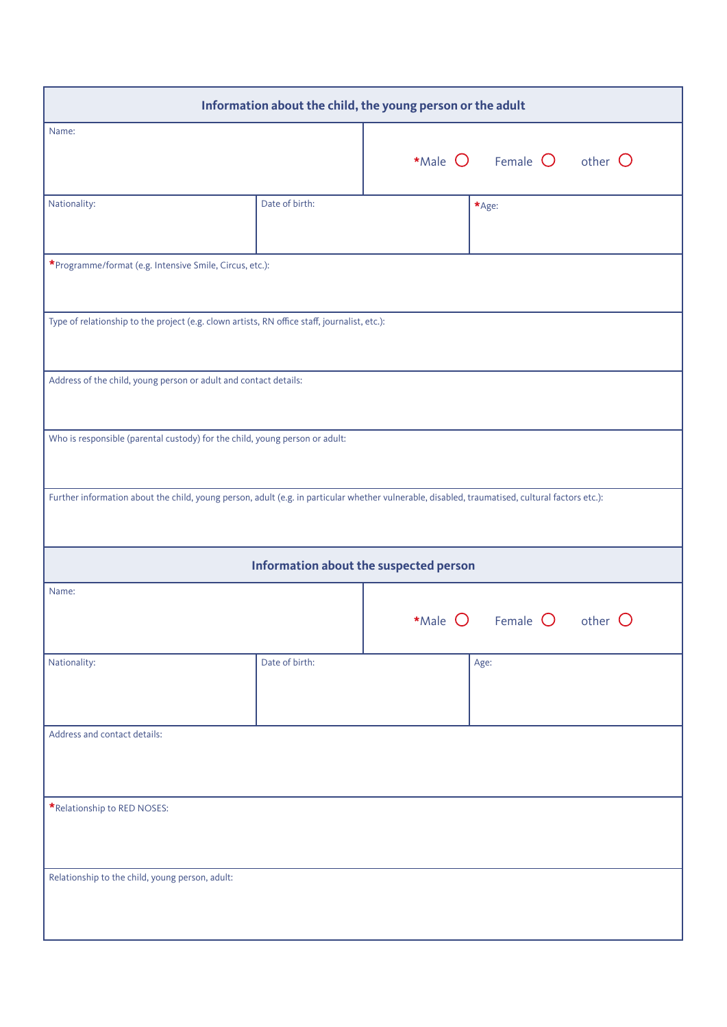| Information about the child, the young person or the adult | | |
|---|---|---|
| Name: | | *Male ○ Female ○ other ○ |
| Nationality: | Date of birth: | *Age: |
| *Programme/format (e.g. Intensive Smile, Circus, etc.): | | |
| Type of relationship to the project (e.g. clown artists, RN office staff, journalist, etc.): | | |
| Address of the child, young person or adult and contact details: | | |
| Who is responsible (parental custody) for the child, young person or adult: | | |
| Further information about the child, young person, adult (e.g. in particular whether vulnerable, disabled, traumatised, cultural factors etc.): | | |

| Information about the suspected person | | |
|---|---|---|
| Name: | | *Male ○ Female ○ other ○ |
| Nationality: | Date of birth: | Age: |
| Address and contact details: | | |
| *Relationship to RED NOSES: | | |
| Relationship to the child, young person, adult: | | |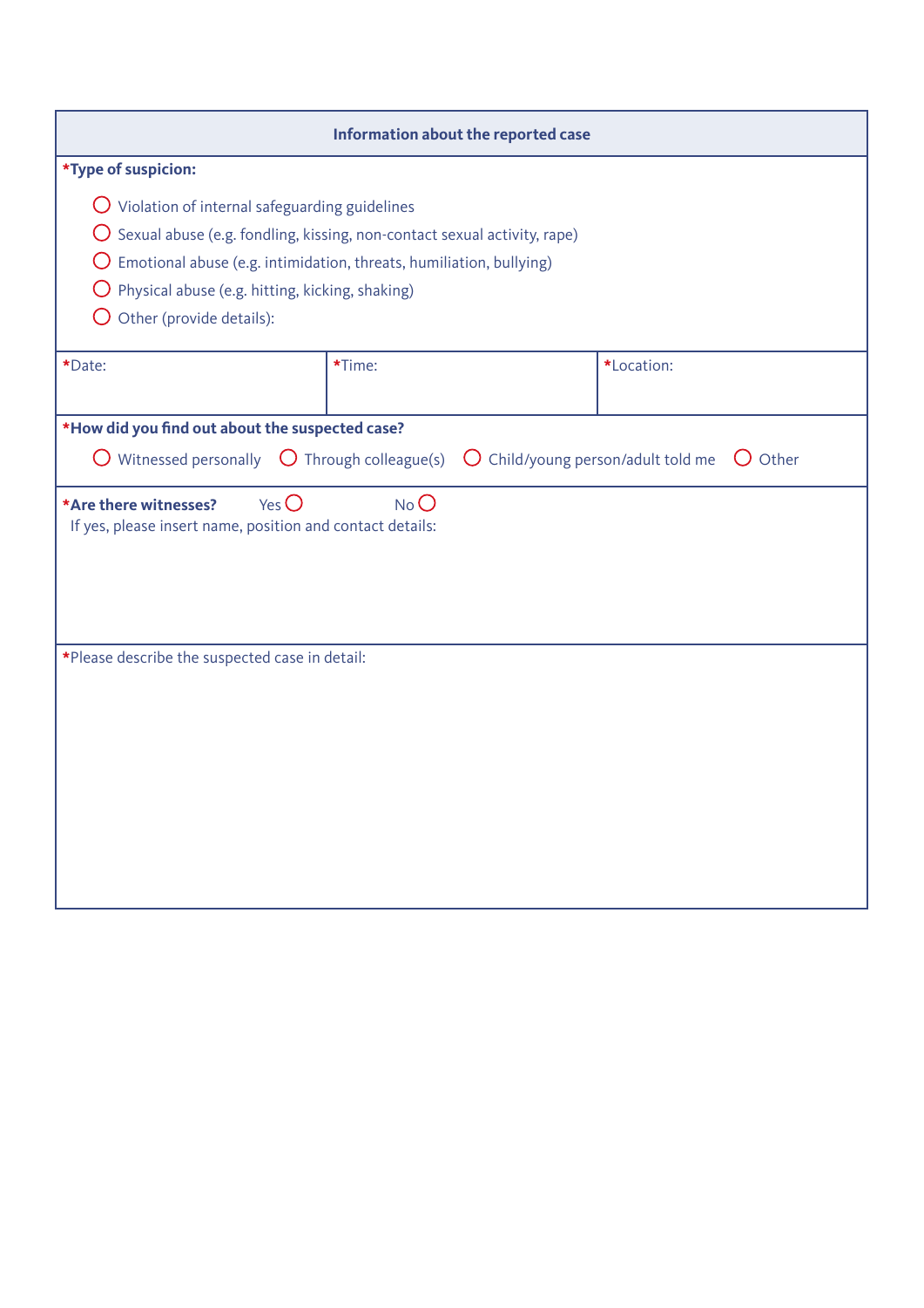**Information about the reported case**

***Type of suspicion:**

- ◯ Violation of internal safeguarding guidelines
- ◯ Sexual abuse (e.g. fondling, kissing, non-contact sexual activity, rape)
- ◯ Emotional abuse (e.g. intimidation, threats, humiliation, bullying)
- ◯ Physical abuse (e.g. hitting, kicking, shaking)
- ◯ Other (provide details):

| | | |
|---|---|---|
| *Date: | *Time: | *Location: |

***How did you find out about the suspected case?**

◯ Witnessed personally ◯ Through colleague(s) ◯ Child/young person/adult told me ◯ Other

***Are there witnesses?** Yes ◯ No ◯

If yes, please insert name, position and contact details:

*Please describe the suspected case in detail: